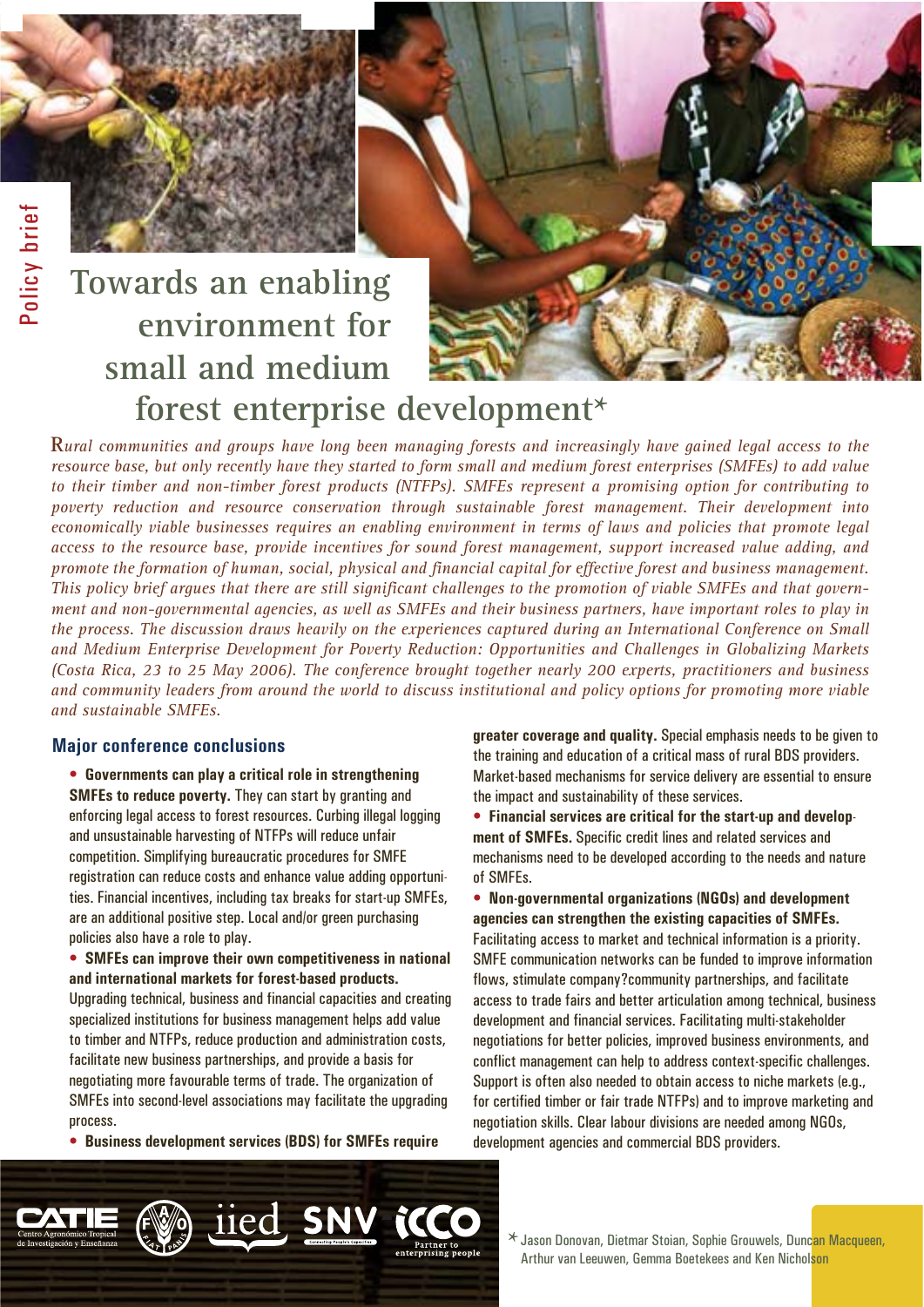Policy brief

# Towards an enabling environment for small and medium forest enterprise development*

*Rural communities and groups have long been managing forests and increasingly have gained legal access to the resource base, but only recently have they started to form small and medium forest enterprises (SMFEs) to add value to their timber and non-timber forest products (NTFPs). SMFEs represent a promising option for contributing to poverty reduction and resource conservation through sustainable forest management. Their development into economically viable businesses requires an enabling environment in terms of laws and policies that promote legal access to the resource base, provide incentives for sound forest management, support increased value adding, and promote the formation of human, social, physical and financial capital for effective forest and business management. This policy brief argues that there are still significant challenges to the promotion of viable SMFEs and that government and non-governmental agencies, as well as SMFEs and their business partners, have important roles to play in the process. The discussion draws heavily on the experiences captured during an International Conference on Small and Medium Enterprise Development for Poverty Reduction: Opportunities and Challenges in Globalizing Markets (Costa Rica, 23 to 25 May 2006). The conference brought together nearly 200 experts, practitioners and business and community leaders from around the world to discuss institutional and policy options for promoting more viable and sustainable SMFEs.*

## Major conference conclusions

- **Governments can play a critical role in strengthening SMFEs to reduce poverty.** They can start by granting and enforcing legal access to forest resources. Curbing illegal logging and unsustainable harvesting of NTFPs will reduce unfair competition. Simplifying bureaucratic procedures for SMFE registration can reduce costs and enhance value adding opportunities. Financial incentives, including tax breaks for start-up SMFEs, are an additional positive step. Local and/or green purchasing policies also have a role to play.
- **SMFEs can improve their own competitiveness in national and international markets for forest-based products.** Upgrading technical, business and financial capacities and creating specialized institutions for business management helps add value to timber and NTFPs, reduce production and administration costs, facilitate new business partnerships, and provide a basis for negotiating more favourable terms of trade. The organization of SMFEs into second-level associations may facilitate the upgrading process.
- **Business development services (BDS) for SMFEs require greater coverage and quality.** Special emphasis needs to be given to the training and education of a critical mass of rural BDS providers. Market-based mechanisms for service delivery are essential to ensure the impact and sustainability of these services.
- **Financial services are critical for the start-up and development of SMFEs.** Specific credit lines and related services and mechanisms need to be developed according to the needs and nature of SMFEs.
- **Non-governmental organizations (NGOs) and development agencies can strengthen the existing capacities of SMFEs.** Facilitating access to market and technical information is a priority. SMFE communication networks can be funded to improve information flows, stimulate company?community partnerships, and facilitate access to trade fairs and better articulation among technical, business development and financial services. Facilitating multi-stakeholder negotiations for better policies, improved business environments, and conflict management can help to address context-specific challenges. Support is often also needed to obtain access to niche markets (e.g., for certified timber or fair trade NTFPs) and to improve marketing and negotiation skills. Clear labour divisions are needed among NGOs, development agencies and commercial BDS providers.

CATIE Centro Agronómico Tropical de Investigación y Enseñanza · FAO · iied · SNV · ICCO Partner to enterprising people

* Jason Donovan, Dietmar Stoian, Sophie Grouwels, Duncan Macqueen, Arthur van Leeuwen, Gemma Boetekees and Ken Nicholson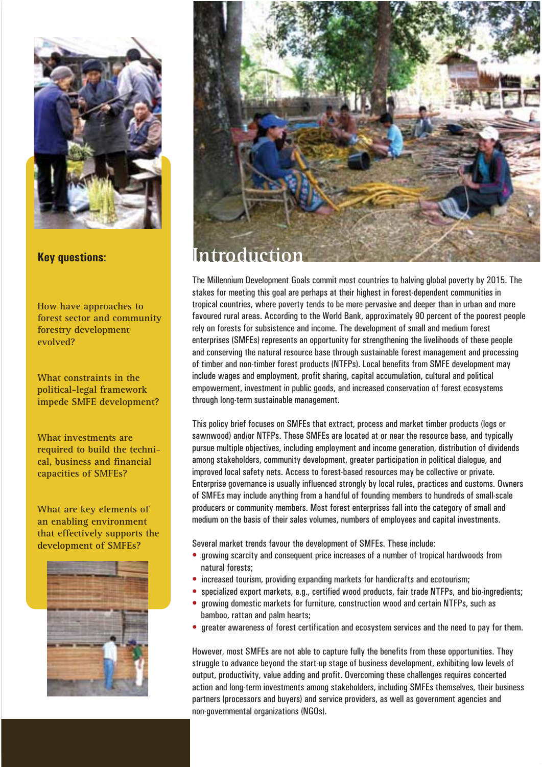## Key questions:

How have approaches to forest sector and community forestry development evolved?

What constraints in the political–legal framework impede SMFE development?

What investments are required to build the technical, business and financial capacities of SMFEs?

What are key elements of an enabling environment that effectively supports the development of SMFEs?

# Introduction

The Millennium Development Goals commit most countries to halving global poverty by 2015. The stakes for meeting this goal are perhaps at their highest in forest-dependent communities in tropical countries, where poverty tends to be more pervasive and deeper than in urban and more favoured rural areas. According to the World Bank, approximately 90 percent of the poorest people rely on forests for subsistence and income. The development of small and medium forest enterprises (SMFEs) represents an opportunity for strengthening the livelihoods of these people and conserving the natural resource base through sustainable forest management and processing of timber and non-timber forest products (NTFPs). Local benefits from SMFE development may include wages and employment, profit sharing, capital accumulation, cultural and political empowerment, investment in public goods, and increased conservation of forest ecosystems through long-term sustainable management.

This policy brief focuses on SMFEs that extract, process and market timber products (logs or sawnwood) and/or NTFPs. These SMFEs are located at or near the resource base, and typically pursue multiple objectives, including employment and income generation, distribution of dividends among stakeholders, community development, greater participation in political dialogue, and improved local safety nets. Access to forest-based resources may be collective or private. Enterprise governance is usually influenced strongly by local rules, practices and customs. Owners of SMFEs may include anything from a handful of founding members to hundreds of small-scale producers or community members. Most forest enterprises fall into the category of small and medium on the basis of their sales volumes, numbers of employees and capital investments.

Several market trends favour the development of SMFEs. These include:

- growing scarcity and consequent price increases of a number of tropical hardwoods from natural forests;
- increased tourism, providing expanding markets for handicrafts and ecotourism;
- specialized export markets, e.g., certified wood products, fair trade NTFPs, and bio-ingredients;
- growing domestic markets for furniture, construction wood and certain NTFPs, such as bamboo, rattan and palm hearts;
- greater awareness of forest certification and ecosystem services and the need to pay for them.

However, most SMFEs are not able to capture fully the benefits from these opportunities. They struggle to advance beyond the start-up stage of business development, exhibiting low levels of output, productivity, value adding and profit. Overcoming these challenges requires concerted action and long-term investments among stakeholders, including SMFEs themselves, their business partners (processors and buyers) and service providers, as well as government agencies and non-governmental organizations (NGOs).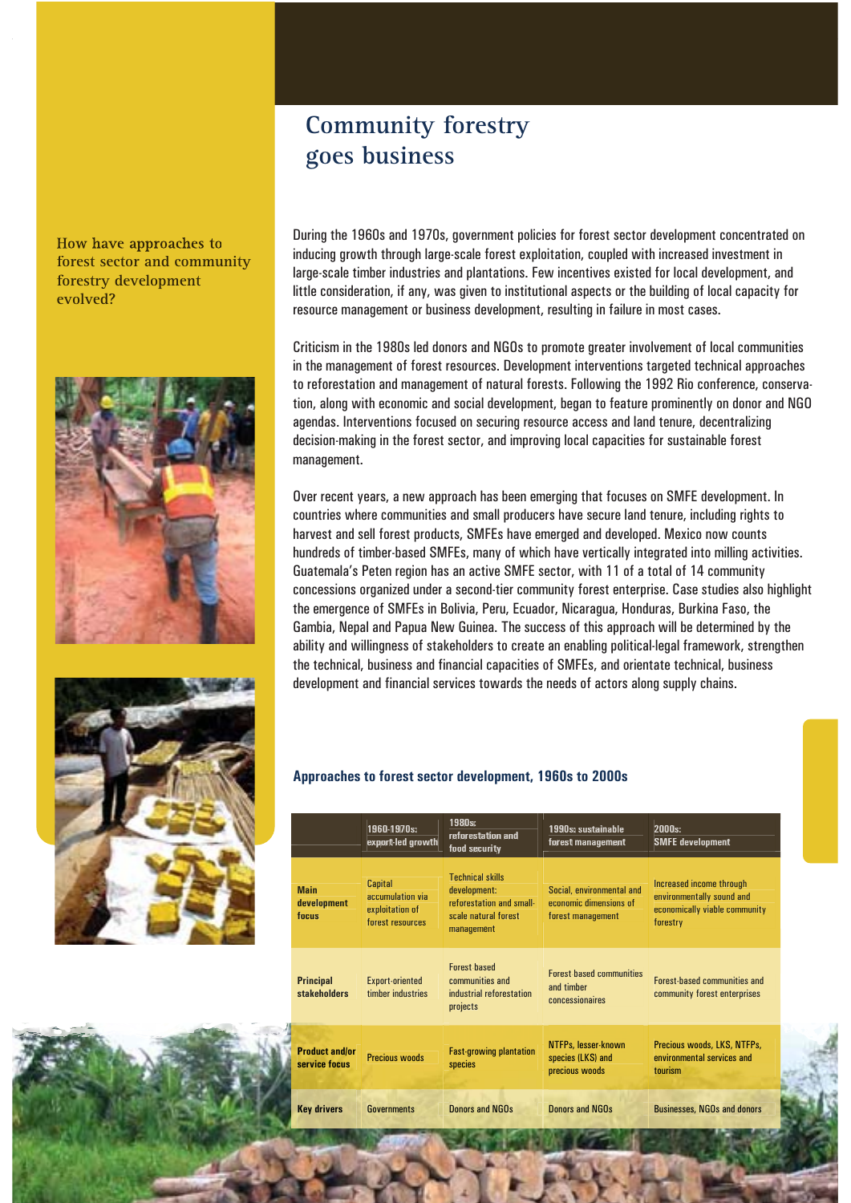# Community forestry goes business

How have approaches to forest sector and community forestry development evolved?

During the 1960s and 1970s, government policies for forest sector development concentrated on inducing growth through large-scale forest exploitation, coupled with increased investment in large-scale timber industries and plantations. Few incentives existed for local development, and little consideration, if any, was given to institutional aspects or the building of local capacity for resource management or business development, resulting in failure in most cases.

Criticism in the 1980s led donors and NGOs to promote greater involvement of local communities in the management of forest resources. Development interventions targeted technical approaches to reforestation and management of natural forests. Following the 1992 Rio conference, conservation, along with economic and social development, began to feature prominently on donor and NGO agendas. Interventions focused on securing resource access and land tenure, decentralizing decision-making in the forest sector, and improving local capacities for sustainable forest management.

Over recent years, a new approach has been emerging that focuses on SMFE development. In countries where communities and small producers have secure land tenure, including rights to harvest and sell forest products, SMFEs have emerged and developed. Mexico now counts hundreds of timber-based SMFEs, many of which have vertically integrated into milling activities. Guatemala's Peten region has an active SMFE sector, with 11 of a total of 14 community concessions organized under a second-tier community forest enterprise. Case studies also highlight the emergence of SMFEs in Bolivia, Peru, Ecuador, Nicaragua, Honduras, Burkina Faso, the Gambia, Nepal and Papua New Guinea. The success of this approach will be determined by the ability and willingness of stakeholders to create an enabling political-legal framework, strengthen the technical, business and financial capacities of SMFEs, and orientate technical, business development and financial services towards the needs of actors along supply chains.

### Approaches to forest sector development, 1960s to 2000s

| | 1960-1970s: export-led growth | 1980s: reforestation and food security | 1990s: sustainable forest management | 2000s: SMFE development |
|---|---|---|---|---|
| **Main development focus** | Capital accumulation via exploitation of forest resources | Technical skills development: reforestation and small-scale natural forest management | Social, environmental and economic dimensions of forest management | Increased income through environmentally sound and economically viable community forestry |
| **Principal stakeholders** | Export-oriented timber industries | Forest based communities and industrial reforestation projects | Forest based communities and timber concessionaires | Forest-based communities and community forest enterprises |
| **Product and/or service focus** | Precious woods | Fast-growing plantation species | NTFPs, lesser-known species (LKS) and precious woods | Precious woods, LKS, NTFPs, environmental services and tourism |
| **Key drivers** | Governments | Donors and NGOs | Donors and NGOs | Businesses, NGOs and donors |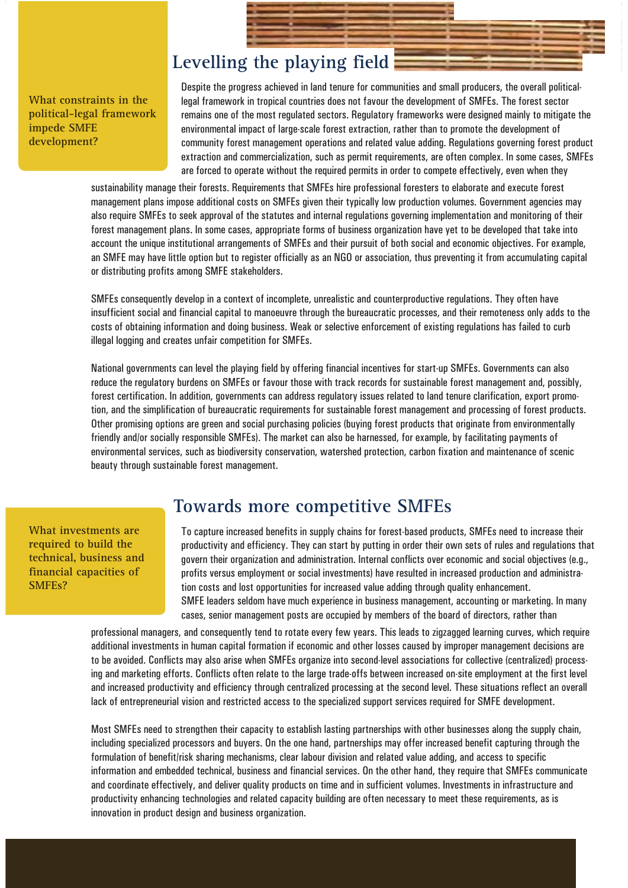## Levelling the playing field

**What constraints in the political-legal framework impede SMFE development?**

Despite the progress achieved in land tenure for communities and small producers, the overall political-legal framework in tropical countries does not favour the development of SMFEs. The forest sector remains one of the most regulated sectors. Regulatory frameworks were designed mainly to mitigate the environmental impact of large-scale forest extraction, rather than to promote the development of community forest management operations and related value adding. Regulations governing forest product extraction and commercialization, such as permit requirements, are often complex. In some cases, SMFEs are forced to operate without the required permits in order to compete effectively, even when they sustainability manage their forests. Requirements that SMFEs hire professional foresters to elaborate and execute forest management plans impose additional costs on SMFEs given their typically low production volumes. Government agencies may also require SMFEs to seek approval of the statutes and internal regulations governing implementation and monitoring of their forest management plans. In some cases, appropriate forms of business organization have yet to be developed that take into account the unique institutional arrangements of SMFEs and their pursuit of both social and economic objectives. For example, an SMFE may have little option but to register officially as an NGO or association, thus preventing it from accumulating capital or distributing profits among SMFE stakeholders.

SMFEs consequently develop in a context of incomplete, unrealistic and counterproductive regulations. They often have insufficient social and financial capital to manoeuvre through the bureaucratic processes, and their remoteness only adds to the costs of obtaining information and doing business. Weak or selective enforcement of existing regulations has failed to curb illegal logging and creates unfair competition for SMFEs.

National governments can level the playing field by offering financial incentives for start-up SMFEs. Governments can also reduce the regulatory burdens on SMFEs or favour those with track records for sustainable forest management and, possibly, forest certification. In addition, governments can address regulatory issues related to land tenure clarification, export promotion, and the simplification of bureaucratic requirements for sustainable forest management and processing of forest products. Other promising options are green and social purchasing policies (buying forest products that originate from environmentally friendly and/or socially responsible SMFEs). The market can also be harnessed, for example, by facilitating payments of environmental services, such as biodiversity conservation, watershed protection, carbon fixation and maintenance of scenic beauty through sustainable forest management.

## Towards more competitive SMFEs

**What investments are required to build the technical, business and financial capacities of SMFEs?**

To capture increased benefits in supply chains for forest-based products, SMFEs need to increase their productivity and efficiency. They can start by putting in order their own sets of rules and regulations that govern their organization and administration. Internal conflicts over economic and social objectives (e.g., profits versus employment or social investments) have resulted in increased production and administration costs and lost opportunities for increased value adding through quality enhancement.
SMFE leaders seldom have much experience in business management, accounting or marketing. In many cases, senior management posts are occupied by members of the board of directors, rather than professional managers, and consequently tend to rotate every few years. This leads to zigzagged learning curves, which require additional investments in human capital formation if economic and other losses caused by improper management decisions are to be avoided. Conflicts may also arise when SMFEs organize into second-level associations for collective (centralized) processing and marketing efforts. Conflicts often relate to the large trade-offs between increased on-site employment at the first level and increased productivity and efficiency through centralized processing at the second level. These situations reflect an overall lack of entrepreneurial vision and restricted access to the specialized support services required for SMFE development.

Most SMFEs need to strengthen their capacity to establish lasting partnerships with other businesses along the supply chain, including specialized processors and buyers. On the one hand, partnerships may offer increased benefit capturing through the formulation of benefit/risk sharing mechanisms, clear labour division and related value adding, and access to specific information and embedded technical, business and financial services. On the other hand, they require that SMFEs communicate and coordinate effectively, and deliver quality products on time and in sufficient volumes. Investments in infrastructure and productivity enhancing technologies and related capacity building are often necessary to meet these requirements, as is innovation in product design and business organization.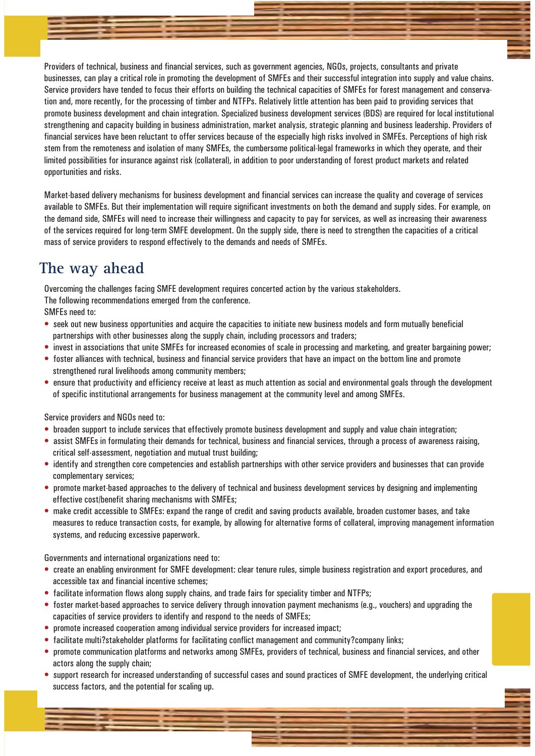Providers of technical, business and financial services, such as government agencies, NGOs, projects, consultants and private businesses, can play a critical role in promoting the development of SMFEs and their successful integration into supply and value chains. Service providers have tended to focus their efforts on building the technical capacities of SMFEs for forest management and conservation and, more recently, for the processing of timber and NTFPs. Relatively little attention has been paid to providing services that promote business development and chain integration. Specialized business development services (BDS) are required for local institutional strengthening and capacity building in business administration, market analysis, strategic planning and business leadership. Providers of financial services have been reluctant to offer services because of the especially high risks involved in SMFEs. Perceptions of high risk stem from the remoteness and isolation of many SMFEs, the cumbersome political-legal frameworks in which they operate, and their limited possibilities for insurance against risk (collateral), in addition to poor understanding of forest product markets and related opportunities and risks.

Market-based delivery mechanisms for business development and financial services can increase the quality and coverage of services available to SMFEs. But their implementation will require significant investments on both the demand and supply sides. For example, on the demand side, SMFEs will need to increase their willingness and capacity to pay for services, as well as increasing their awareness of the services required for long-term SMFE development. On the supply side, there is need to strengthen the capacities of a critical mass of service providers to respond effectively to the demands and needs of SMFEs.

## The way ahead

Overcoming the challenges facing SMFE development requires concerted action by the various stakeholders.
The following recommendations emerged from the conference.
SMFEs need to:

- seek out new business opportunities and acquire the capacities to initiate new business models and form mutually beneficial partnerships with other businesses along the supply chain, including processors and traders;
- invest in associations that unite SMFEs for increased economies of scale in processing and marketing, and greater bargaining power;
- foster alliances with technical, business and financial service providers that have an impact on the bottom line and promote strengthened rural livelihoods among community members;
- ensure that productivity and efficiency receive at least as much attention as social and environmental goals through the development of specific institutional arrangements for business management at the community level and among SMFEs.

Service providers and NGOs need to:

- broaden support to include services that effectively promote business development and supply and value chain integration;
- assist SMFEs in formulating their demands for technical, business and financial services, through a process of awareness raising, critical self-assessment, negotiation and mutual trust building;
- identify and strengthen core competencies and establish partnerships with other service providers and businesses that can provide complementary services;
- promote market-based approaches to the delivery of technical and business development services by designing and implementing effective cost/benefit sharing mechanisms with SMFEs;
- make credit accessible to SMFEs: expand the range of credit and saving products available, broaden customer bases, and take measures to reduce transaction costs, for example, by allowing for alternative forms of collateral, improving management information systems, and reducing excessive paperwork.

Governments and international organizations need to:

- create an enabling environment for SMFE development: clear tenure rules, simple business registration and export procedures, and accessible tax and financial incentive schemes;
- facilitate information flows along supply chains, and trade fairs for speciality timber and NTFPs;
- foster market-based approaches to service delivery through innovation payment mechanisms (e.g., vouchers) and upgrading the capacities of service providers to identify and respond to the needs of SMFEs;
- promote increased cooperation among individual service providers for increased impact;
- facilitate multi?stakeholder platforms for facilitating conflict management and community?company links;
- promote communication platforms and networks among SMFEs, providers of technical, business and financial services, and other actors along the supply chain;
- support research for increased understanding of successful cases and sound practices of SMFE development, the underlying critical success factors, and the potential for scaling up.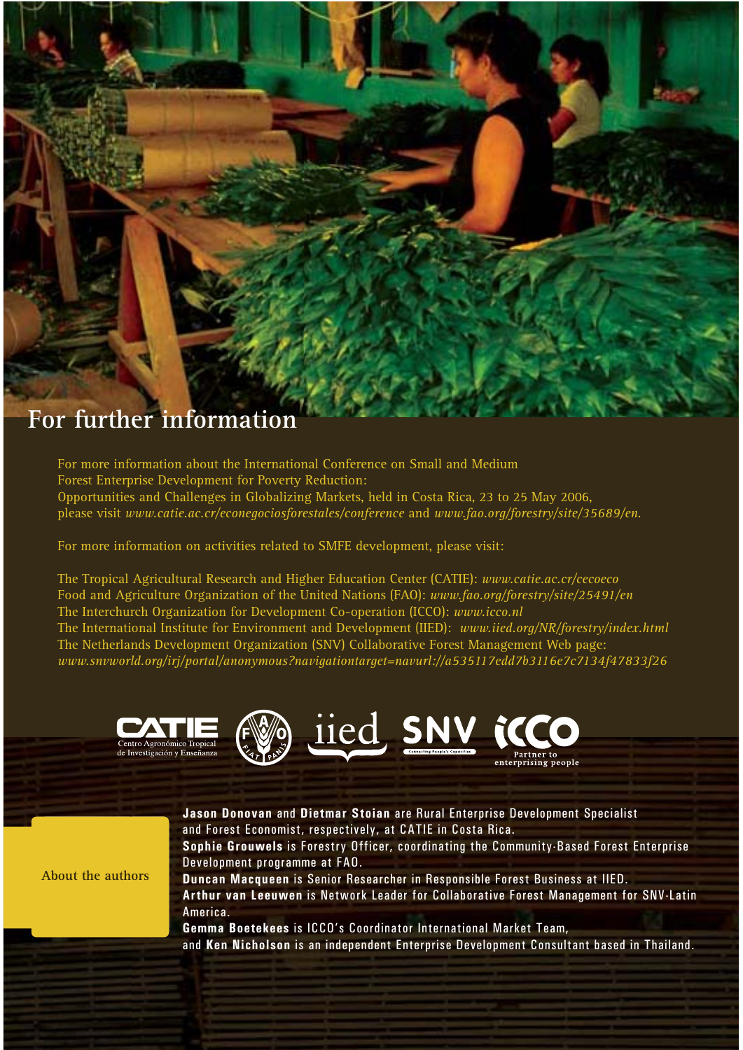# For further information

For more information about the International Conference on Small and Medium Forest Enterprise Development for Poverty Reduction: Opportunities and Challenges in Globalizing Markets, held in Costa Rica, 23 to 25 May 2006, please visit *www.catie.ac.cr/econegociosforestales/conference* and *www.fao.org/forestry/site/35689/en*.

For more information on activities related to SMFE development, please visit:

The Tropical Agricultural Research and Higher Education Center (CATIE): *www.catie.ac.cr/cecoeco*
Food and Agriculture Organization of the United Nations (FAO): *www.fao.org/forestry/site/25491/en*
The Interchurch Organization for Development Co-operation (ICCO): *www.icco.nl*
The International Institute for Environment and Development (IIED): *www.iied.org/NR/forestry/index.html*
The Netherlands Development Organization (SNV) Collaborative Forest Management Web page:
*www.snvworld.org/irj/portal/anonymous?navigationtarget=navurl://a535117edd7b3116e7c7134f47833f26*

CATIE Centro Agronómico Tropical de Investigación y Enseñanza — FAO FIAT PANIS — iied — SNV Connecting People's Capacities — ICCO Partner to enterprising people

## About the authors

**Jason Donovan** and **Dietmar Stoian** are Rural Enterprise Development Specialist and Forest Economist, respectively, at CATIE in Costa Rica.
**Sophie Grouwels** is Forestry Officer, coordinating the Community-Based Forest Enterprise Development programme at FAO.
**Duncan Macqueen** is Senior Researcher in Responsible Forest Business at IIED.
**Arthur van Leeuwen** is Network Leader for Collaborative Forest Management for SNV-Latin America.
**Gemma Boetekees** is ICCO's Coordinator International Market Team,
and **Ken Nicholson** is an independent Enterprise Development Consultant based in Thailand.